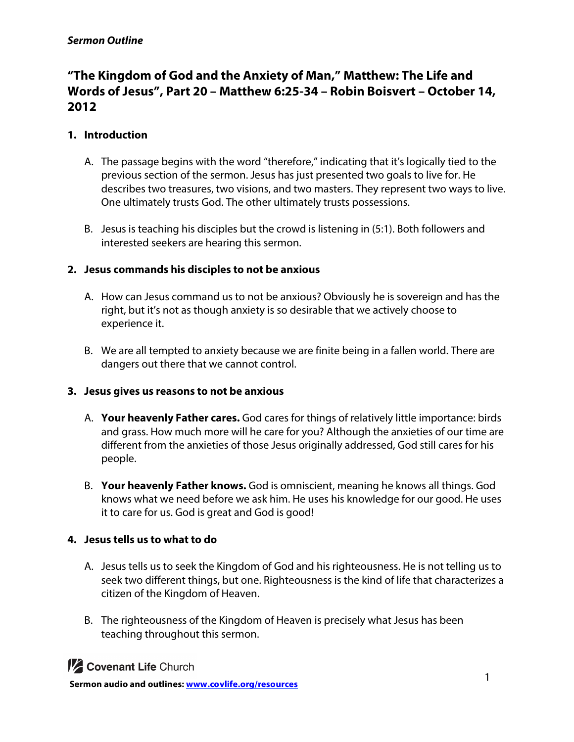***Sermon Outline***

# "The Kingdom of God and the Anxiety of Man," Matthew: The Life and Words of Jesus", Part 20 – Matthew 6:25-34 – Robin Boisvert – October 14, 2012

## 1. Introduction

A. The passage begins with the word "therefore," indicating that it's logically tied to the previous section of the sermon. Jesus has just presented two goals to live for. He describes two treasures, two visions, and two masters. They represent two ways to live. One ultimately trusts God. The other ultimately trusts possessions.

B. Jesus is teaching his disciples but the crowd is listening in (5:1). Both followers and interested seekers are hearing this sermon.

## 2. Jesus commands his disciples to not be anxious

A. How can Jesus command us to not be anxious? Obviously he is sovereign and has the right, but it's not as though anxiety is so desirable that we actively choose to experience it.

B. We are all tempted to anxiety because we are finite being in a fallen world. There are dangers out there that we cannot control.

## 3. Jesus gives us reasons to not be anxious

A. **Your heavenly Father cares.** God cares for things of relatively little importance: birds and grass. How much more will he care for you? Although the anxieties of our time are different from the anxieties of those Jesus originally addressed, God still cares for his people.

B. **Your heavenly Father knows.** God is omniscient, meaning he knows all things. God knows what we need before we ask him. He uses his knowledge for our good. He uses it to care for us. God is great and God is good!

## 4. Jesus tells us to what to do

A. Jesus tells us to seek the Kingdom of God and his righteousness. He is not telling us to seek two different things, but one. Righteousness is the kind of life that characterizes a citizen of the Kingdom of Heaven.

B. The righteousness of the Kingdom of Heaven is precisely what Jesus has been teaching throughout this sermon.

Covenant Life Church

**Sermon audio and outlines: www.covlife.org/resources**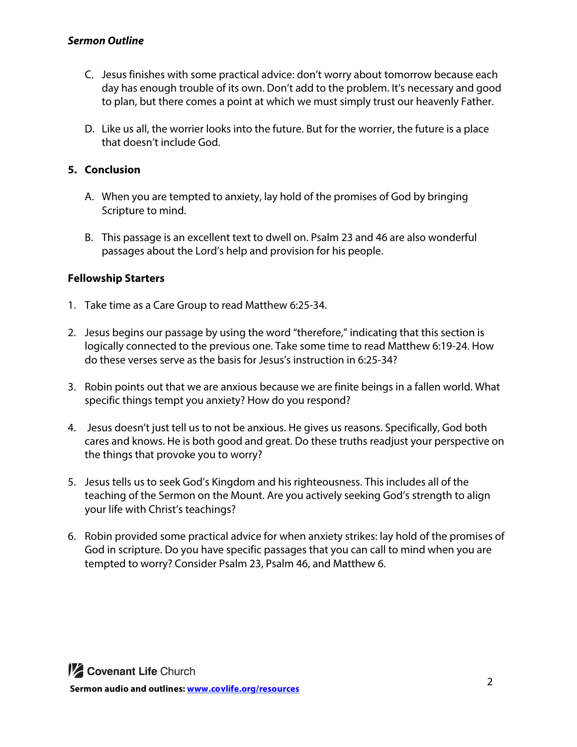C. Jesus finishes with some practical advice: don't worry about tomorrow because each day has enough trouble of its own. Don't add to the problem. It's necessary and good to plan, but there comes a point at which we must simply trust our heavenly Father.

D. Like us all, the worrier looks into the future. But for the worrier, the future is a place that doesn't include God.

## 5. Conclusion

A. When you are tempted to anxiety, lay hold of the promises of God by bringing Scripture to mind.

B. This passage is an excellent text to dwell on. Psalm 23 and 46 are also wonderful passages about the Lord's help and provision for his people.

## Fellowship Starters

1. Take time as a Care Group to read Matthew 6:25-34.

2. Jesus begins our passage by using the word "therefore," indicating that this section is logically connected to the previous one. Take some time to read Matthew 6:19-24. How do these verses serve as the basis for Jesus's instruction in 6:25-34?

3. Robin points out that we are anxious because we are finite beings in a fallen world. What specific things tempt you anxiety? How do you respond?

4. Jesus doesn't just tell us to not be anxious. He gives us reasons. Specifically, God both cares and knows. He is both good and great. Do these truths readjust your perspective on the things that provoke you to worry?

5. Jesus tells us to seek God's Kingdom and his righteousness. This includes all of the teaching of the Sermon on the Mount. Are you actively seeking God's strength to align your life with Christ's teachings?

6. Robin provided some practical advice for when anxiety strikes: lay hold of the promises of God in scripture. Do you have specific passages that you can call to mind when you are tempted to worry? Consider Psalm 23, Psalm 46, and Matthew 6.